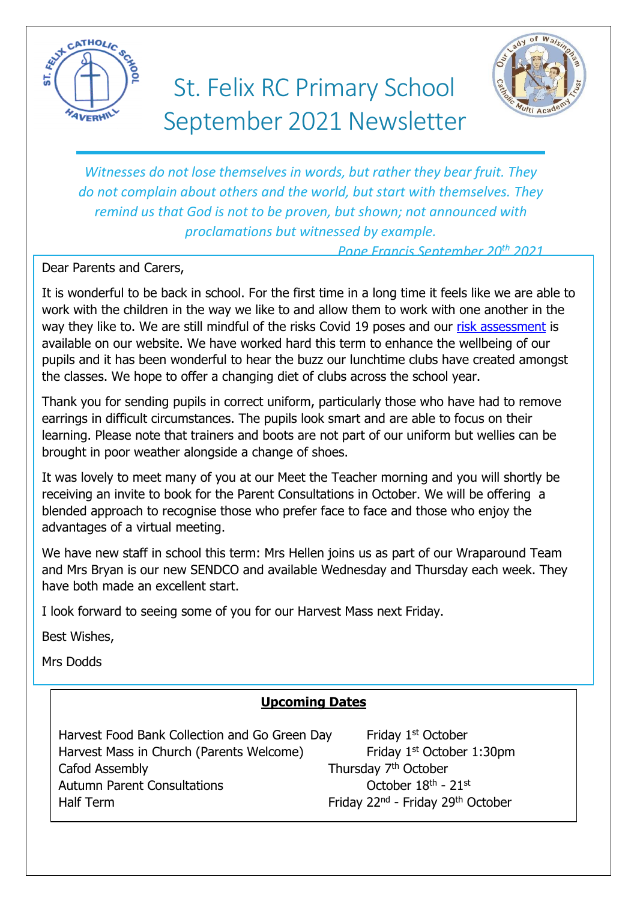# St. Felix RC Primary School September 2021 Newsletter

*Witnesses do not lose themselves in words, but rather they bear fruit. They do not complain about others and the world, but start with themselves. They remind us that God is not to be proven, but shown; not announced with proclamations but witnessed by example.*

*Pope Francis September 20th 2021*

Dear Parents and Carers,

It is wonderful to be back in school. For the first time in a long time it feels like we are able to work with the children in the way we like to and allow them to work with one another in the way they like to. We are still mindful of the risks Covid 19 poses and our risk assessment is available on our website. We have worked hard this term to enhance the wellbeing of our pupils and it has been wonderful to hear the buzz our lunchtime clubs have created amongst the classes. We hope to offer a changing diet of clubs across the school year.

Thank you for sending pupils in correct uniform, particularly those who have had to remove earrings in difficult circumstances. The pupils look smart and are able to focus on their learning. Please note that trainers and boots are not part of our uniform but wellies can be brought in poor weather alongside a change of shoes.

It was lovely to meet many of you at our Meet the Teacher morning and you will shortly be receiving an invite to book for the Parent Consultations in October. We will be offering a blended approach to recognise those who prefer face to face and those who enjoy the advantages of a virtual meeting.

We have new staff in school this term: Mrs Hellen joins us as part of our Wraparound Team and Mrs Bryan is our new SENDCO and available Wednesday and Thursday each week. They have both made an excellent start.

I look forward to seeing some of you for our Harvest Mass next Friday.

Best Wishes,

Mrs Dodds

## Upcoming Dates

| | |
|---|---|
| Harvest Food Bank Collection and Go Green Day | Friday 1st October |
| Harvest Mass in Church (Parents Welcome) | Friday 1st October 1:30pm |
| Cafod Assembly | Thursday 7th October |
| Autumn Parent Consultations | October 18th - 21st |
| Half Term | Friday 22nd - Friday 29th October |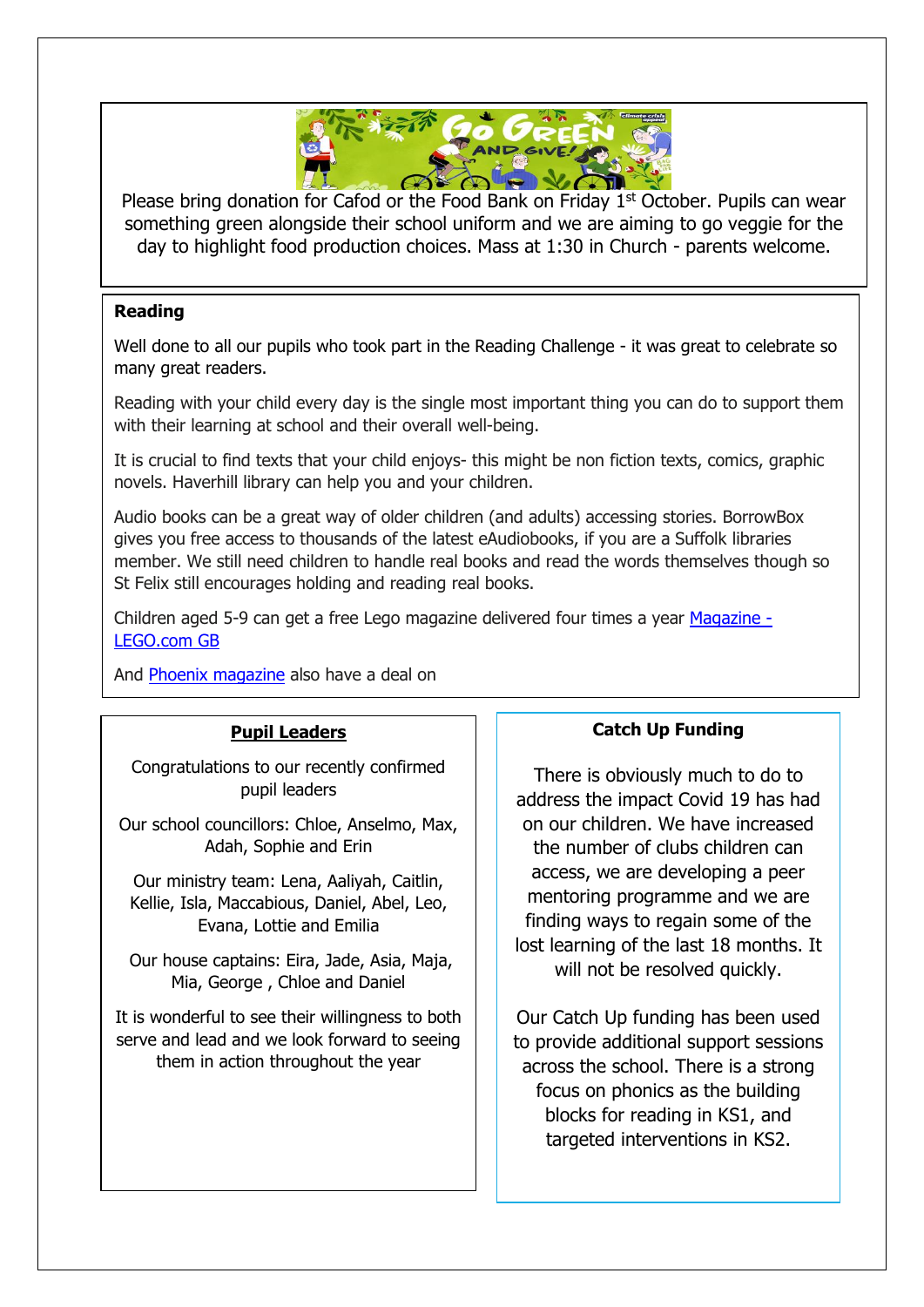Please bring donation for Cafod or the Food Bank on Friday 1st October. Pupils can wear something green alongside their school uniform and we are aiming to go veggie for the day to highlight food production choices. Mass at 1:30 in Church - parents welcome.

## Reading

Well done to all our pupils who took part in the Reading Challenge - it was great to celebrate so many great readers.

Reading with your child every day is the single most important thing you can do to support them with their learning at school and their overall well-being.

It is crucial to find texts that your child enjoys- this might be non fiction texts, comics, graphic novels. Haverhill library can help you and your children.

Audio books can be a great way of older children (and adults) accessing stories. BorrowBox gives you free access to thousands of the latest eAudiobooks, if you are a Suffolk libraries member. We still need children to handle real books and read the words themselves though so St Felix still encourages holding and reading real books.

Children aged 5-9 can get a free Lego magazine delivered four times a year [Magazine - LEGO.com GB]

And [Phoenix magazine] also have a deal on

## Pupil Leaders

Congratulations to our recently confirmed pupil leaders

Our school councillors: Chloe, Anselmo, Max, Adah, Sophie and Erin

Our ministry team: Lena, Aaliyah, Caitlin, Kellie, Isla, Maccabious, Daniel, Abel, Leo, Evana, Lottie and Emilia

Our house captains: Eira, Jade, Asia, Maja, Mia, George , Chloe and Daniel

It is wonderful to see their willingness to both serve and lead and we look forward to seeing them in action throughout the year

## Catch Up Funding

There is obviously much to do to address the impact Covid 19 has had on our children. We have increased the number of clubs children can access, we are developing a peer mentoring programme and we are finding ways to regain some of the lost learning of the last 18 months. It will not be resolved quickly.

Our Catch Up funding has been used to provide additional support sessions across the school. There is a strong focus on phonics as the building blocks for reading in KS1, and targeted interventions in KS2.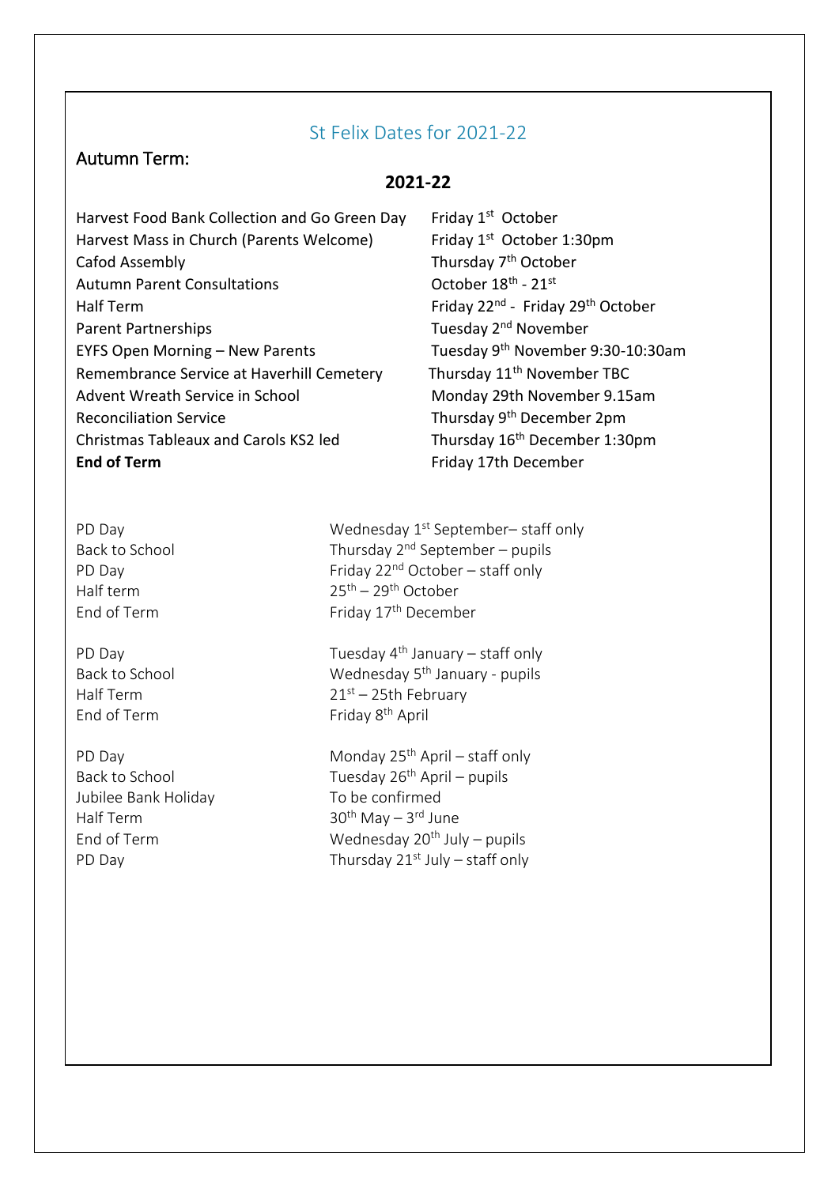# St Felix Dates for 2021-22

## Autumn Term:

### 2021-22

| | |
|---|---|
| Harvest Food Bank Collection and Go Green Day | Friday 1st October |
| Harvest Mass in Church (Parents Welcome) | Friday 1st October 1:30pm |
| Cafod Assembly | Thursday 7th October |
| Autumn Parent Consultations | October 18th - 21st |
| Half Term | Friday 22nd - Friday 29th October |
| Parent Partnerships | Tuesday 2nd November |
| EYFS Open Morning – New Parents | Tuesday 9th November 9:30-10:30am |
| Remembrance Service at Haverhill Cemetery | Thursday 11th November TBC |
| Advent Wreath Service in School | Monday 29th November 9.15am |
| Reconciliation Service | Thursday 9th December 2pm |
| Christmas Tableaux and Carols KS2 led | Thursday 16th December 1:30pm |
| **End of Term** | Friday 17th December |

| | |
|---|---|
| PD Day | Wednesday 1st September– staff only |
| Back to School | Thursday 2nd September – pupils |
| PD Day | Friday 22nd October – staff only |
| Half term | 25th – 29th October |
| End of Term | Friday 17th December |
| | |
| PD Day | Tuesday 4th January – staff only |
| Back to School | Wednesday 5th January - pupils |
| Half Term | 21st – 25th February |
| End of Term | Friday 8th April |
| | |
| PD Day | Monday 25th April – staff only |
| Back to School | Tuesday 26th April – pupils |
| Jubilee Bank Holiday | To be confirmed |
| Half Term | 30th May – 3rd June |
| End of Term | Wednesday 20th July – pupils |
| PD Day | Thursday 21st July – staff only |